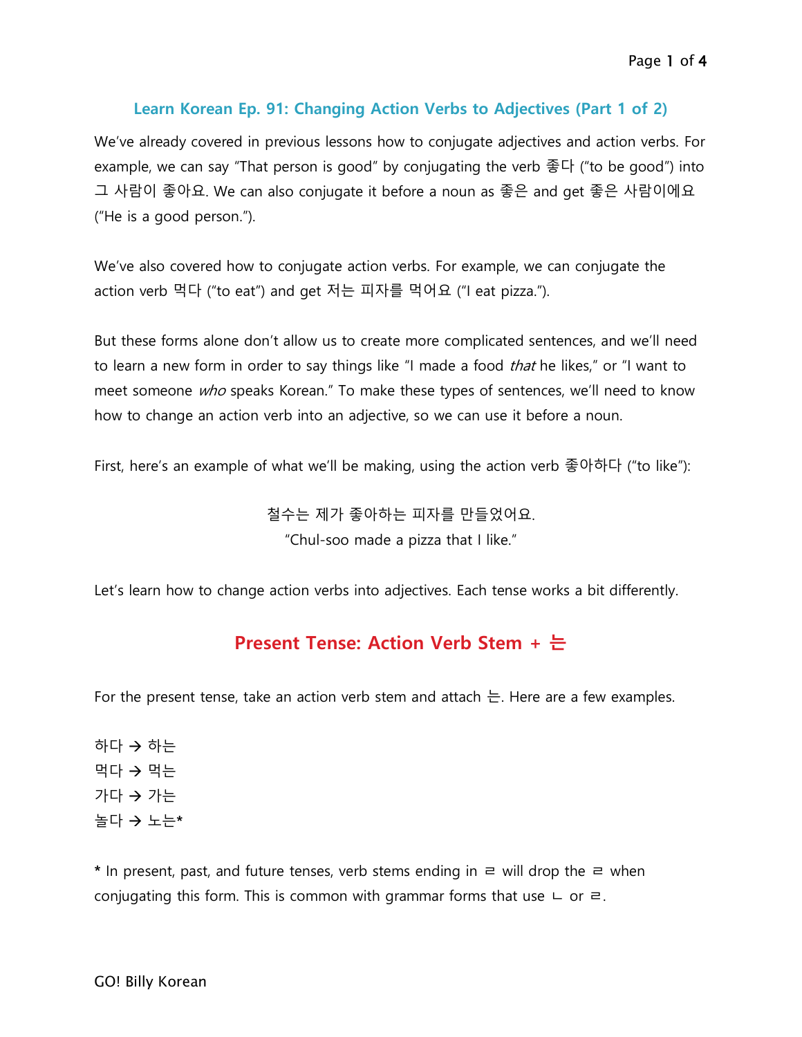## Learn Korean Ep. 91: Changing Action Verbs to Adjectives (Part 1 of 2)

We've already covered in previous lessons how to conjugate adjectives and action verbs. For example, we can say "That person is good" by conjugating the verb 좋다 ("to be good") into 그 사람이 좋아요. We can also conjugate it before a noun as 좋은 and get 좋은 사람이에요 ("He is a good person.").

We've also covered how to conjugate action verbs. For example, we can conjugate the action verb 먹다 ("to eat") and get 저는 피자를 먹어요 ("I eat pizza.").

But these forms alone don't allow us to create more complicated sentences, and we'll need to learn a new form in order to say things like "I made a food *that* he likes," or "I want to meet someone *who* speaks Korean." To make these types of sentences, we'll need to know how to change an action verb into an adjective, so we can use it before a noun.

First, here's an example of what we'll be making, using the action verb 좋아하다 ("to like"):

철수는 제가 좋아하는 피자를 만들었어요.
"Chul-soo made a pizza that I like."

Let's learn how to change action verbs into adjectives. Each tense works a bit differently.

### Present Tense: Action Verb Stem + 는

For the present tense, take an action verb stem and attach 는. Here are a few examples.

하다 → 하는
먹다 → 먹는
가다 → 가는
놀다 → 노는*

**\*** In present, past, and future tenses, verb stems ending in ㄹ will drop the ㄹ when conjugating this form. This is common with grammar forms that use ㄴ or ㄹ.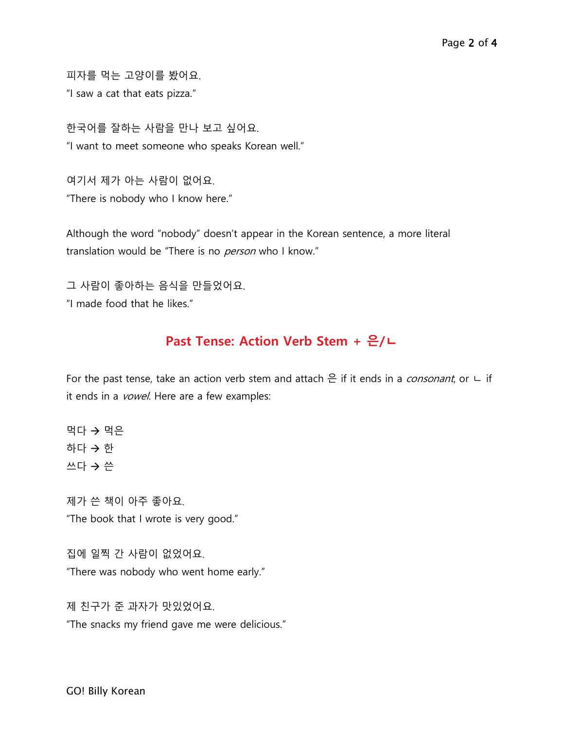피자를 먹는 고양이를 봤어요.
"I saw a cat that eats pizza."

한국어를 잘하는 사람을 만나 보고 싶어요.
"I want to meet someone who speaks Korean well."

여기서 제가 아는 사람이 없어요.
"There is nobody who I know here."

Although the word "nobody" doesn't appear in the Korean sentence, a more literal translation would be "There is no *person* who I know."

그 사람이 좋아하는 음식을 만들었어요.
"I made food that he likes."

## Past Tense: Action Verb Stem + 은/ㄴ

For the past tense, take an action verb stem and attach 은 if it ends in a *consonant*, or ㄴ if it ends in a *vowel*. Here are a few examples:

먹다 → 먹은
하다 → 한
쓰다 → 쓴

제가 쓴 책이 아주 좋아요.
"The book that I wrote is very good."

집에 일찍 간 사람이 없었어요.
"There was nobody who went home early."

제 친구가 준 과자가 맛있었어요.
"The snacks my friend gave me were delicious."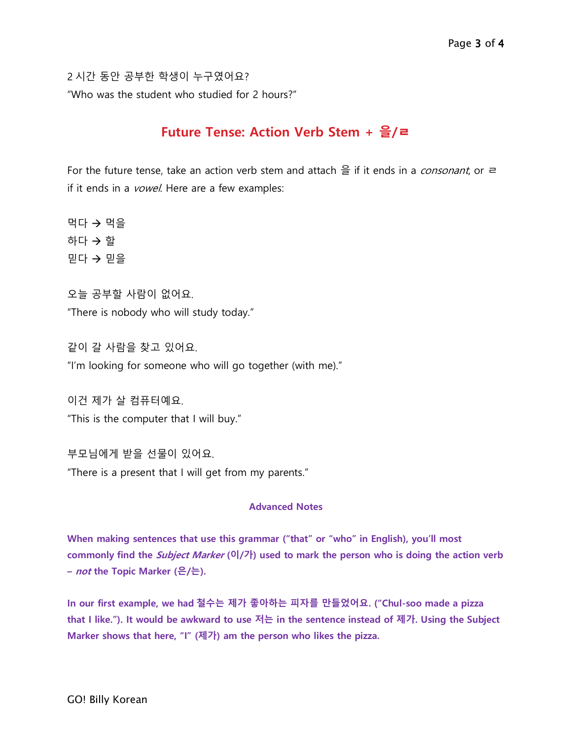2 시간 동안 공부한 학생이 누구였어요?
"Who was the student who studied for 2 hours?"

## Future Tense: Action Verb Stem + 을/ㄹ

For the future tense, take an action verb stem and attach 을 if it ends in a *consonant*, or ㄹ if it ends in a *vowel*. Here are a few examples:

먹다 → 먹을
하다 → 할
믿다 → 믿을

오늘 공부할 사람이 없어요.
"There is nobody who will study today."

같이 갈 사람을 찾고 있어요.
"I'm looking for someone who will go together (with me)."

이건 제가 살 컴퓨터예요.
"This is the computer that I will buy."

부모님에게 받을 선물이 있어요.
"There is a present that I will get from my parents."

### Advanced Notes

**When making sentences that use this grammar ("that" or "who" in English), you'll most commonly find the *Subject Marker* (이/가) used to mark the person who is doing the action verb – *not* the Topic Marker (은/는).**

**In our first example, we had 철수는 제가 좋아하는 피자를 만들었어요. ("Chul-soo made a pizza that I like."). It would be awkward to use 저는 in the sentence instead of 제가. Using the Subject Marker shows that here, "I" (제가) am the person who likes the pizza.**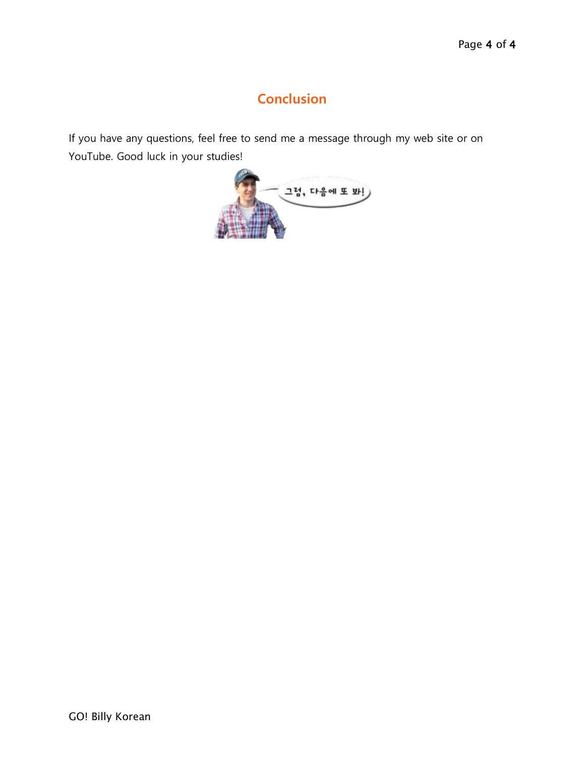## Conclusion

If you have any questions, feel free to send me a message through my web site or on YouTube. Good luck in your studies!